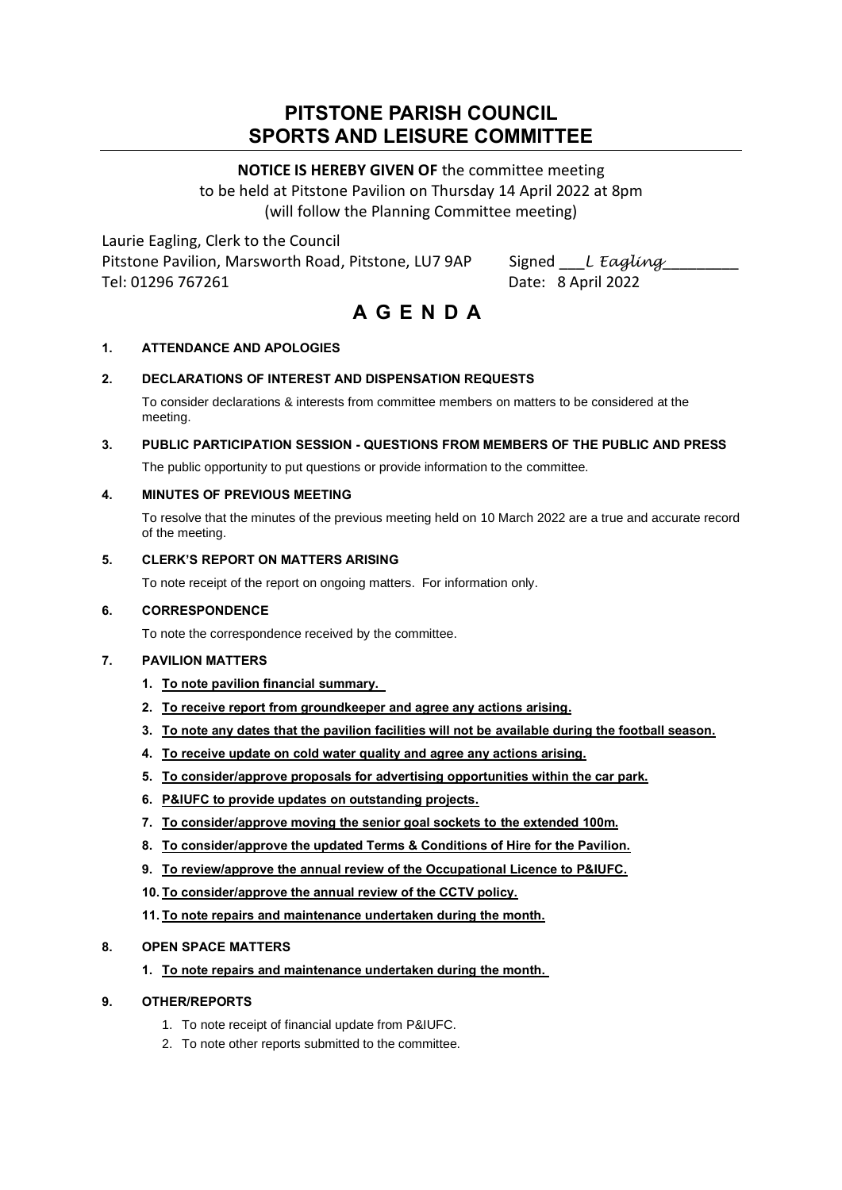# PITSTONE PARISH COUNCIL
# SPORTS AND LEISURE COMMITTEE

**NOTICE IS HEREBY GIVEN OF** the committee meeting
to be held at Pitstone Pavilion on Thursday 14 April 2022 at 8pm
(will follow the Planning Committee meeting)

Laurie Eagling, Clerk to the Council
Pitstone Pavilion, Marsworth Road, Pitstone, LU7 9AP    Signed ___*L Eagling*_________
Tel: 01296 767261    Date: 8 April 2022

## A G E N D A

**1. ATTENDANCE AND APOLOGIES**

**2. DECLARATIONS OF INTEREST AND DISPENSATION REQUESTS**

To consider declarations & interests from committee members on matters to be considered at the meeting.

**3. PUBLIC PARTICIPATION SESSION - QUESTIONS FROM MEMBERS OF THE PUBLIC AND PRESS**

The public opportunity to put questions or provide information to the committee.

**4. MINUTES OF PREVIOUS MEETING**

To resolve that the minutes of the previous meeting held on 10 March 2022 are a true and accurate record of the meeting.

**5. CLERK'S REPORT ON MATTERS ARISING**

To note receipt of the report on ongoing matters. For information only.

**6. CORRESPONDENCE**

To note the correspondence received by the committee.

**7. PAVILION MATTERS**

1. **To note pavilion financial summary.**
2. **To receive report from groundkeeper and agree any actions arising.**
3. **To note any dates that the pavilion facilities will not be available during the football season.**
4. **To receive update on cold water quality and agree any actions arising.**
5. **To consider/approve proposals for advertising opportunities within the car park.**
6. **P&IUFC to provide updates on outstanding projects.**
7. **To consider/approve moving the senior goal sockets to the extended 100m.**
8. **To consider/approve the updated Terms & Conditions of Hire for the Pavilion.**
9. **To review/approve the annual review of the Occupational Licence to P&IUFC.**
10. **To consider/approve the annual review of the CCTV policy.**
11. **To note repairs and maintenance undertaken during the month.**

**8. OPEN SPACE MATTERS**

1. **To note repairs and maintenance undertaken during the month.**

**9. OTHER/REPORTS**

1. To note receipt of financial update from P&IUFC.
2. To note other reports submitted to the committee.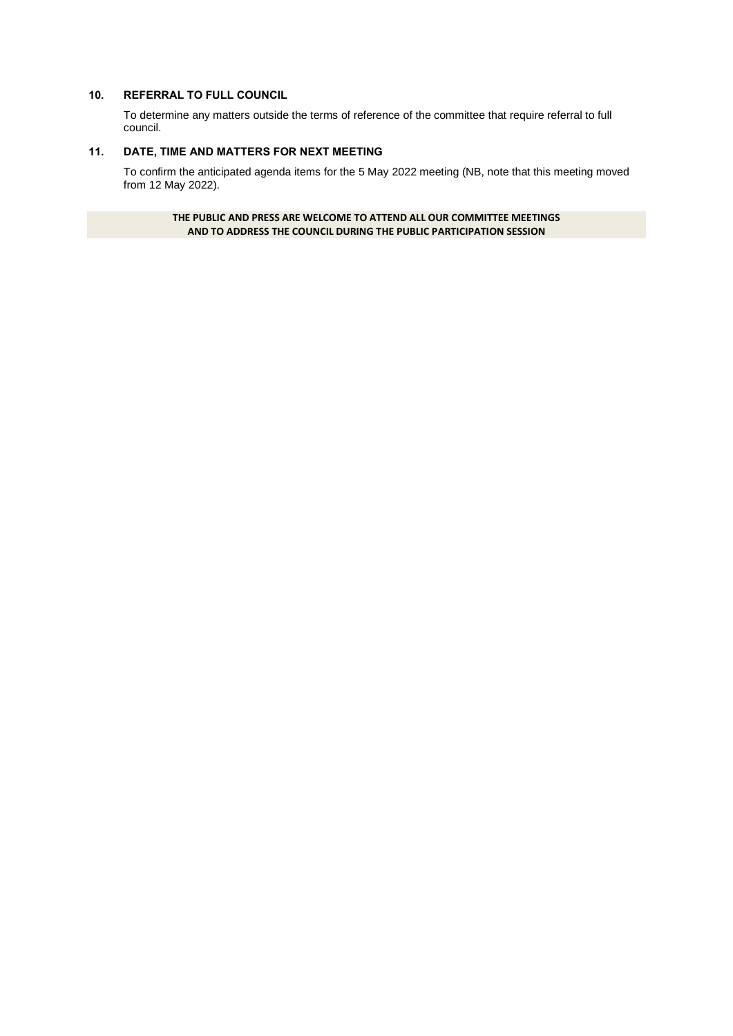## 10. REFERRAL TO FULL COUNCIL

To determine any matters outside the terms of reference of the committee that require referral to full council.

## 11. DATE, TIME AND MATTERS FOR NEXT MEETING

To confirm the anticipated agenda items for the 5 May 2022 meeting (NB, note that this meeting moved from 12 May 2022).

**THE PUBLIC AND PRESS ARE WELCOME TO ATTEND ALL OUR COMMITTEE MEETINGS AND TO ADDRESS THE COUNCIL DURING THE PUBLIC PARTICIPATION SESSION**